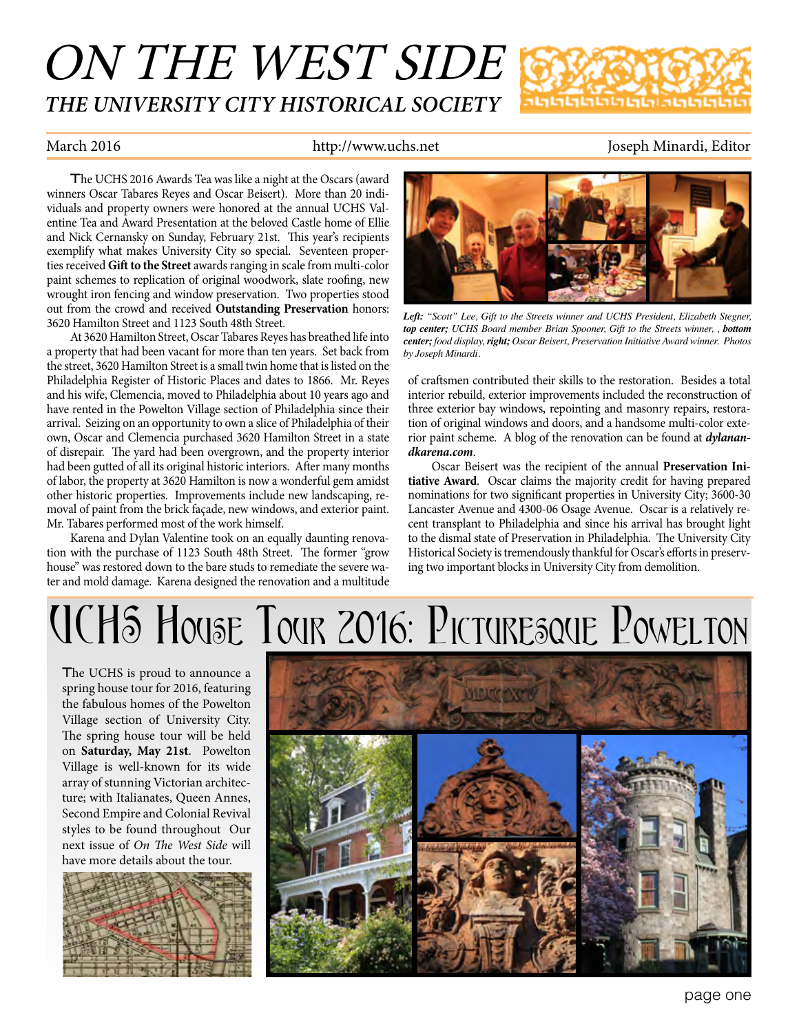# ON THE WEST SIDE

## THE UNIVERSITY CITY HISTORICAL SOCIETY

March 2016 http://www.uchs.net Joseph Minardi, Editor

The UCHS 2016 Awards Tea was like a night at the Oscars (award winners Oscar Tabares Reyes and Oscar Beisert). More than 20 individuals and property owners were honored at the annual UCHS Valentine Tea and Award Presentation at the beloved Castle home of Ellie and Nick Cernansky on Sunday, February 21st. This year's recipients exemplify what makes University City so special. Seventeen properties received **Gift to the Street** awards ranging in scale from multi-color paint schemes to replication of original woodwork, slate roofing, new wrought iron fencing and window preservation. Two properties stood out from the crowd and received **Outstanding Preservation** honors: 3620 Hamilton Street and 1123 South 48th Street.

At 3620 Hamilton Street, Oscar Tabares Reyes has breathed life into a property that had been vacant for more than ten years. Set back from the street, 3620 Hamilton Street is a small twin home that is listed on the Philadelphia Register of Historic Places and dates to 1866. Mr. Reyes and his wife, Clemencia, moved to Philadelphia about 10 years ago and have rented in the Powelton Village section of Philadelphia since their arrival. Seizing on an opportunity to own a slice of Philadelphia of their own, Oscar and Clemencia purchased 3620 Hamilton Street in a state of disrepair. The yard had been overgrown, and the property interior had been gutted of all its original historic interiors. After many months of labor, the property at 3620 Hamilton is now a wonderful gem amidst other historic properties. Improvements include new landscaping, removal of paint from the brick façade, new windows, and exterior paint. Mr. Tabares performed most of the work himself.

Karena and Dylan Valentine took on an equally daunting renovation with the purchase of 1123 South 48th Street. The former "grow house" was restored down to the bare studs to remediate the severe water and mold damage. Karena designed the renovation and a multitude of craftsmen contributed their skills to the restoration. Besides a total interior rebuild, exterior improvements included the reconstruction of three exterior bay windows, repointing and masonry repairs, restoration of original windows and doors, and a handsome multi-color exterior paint scheme. A blog of the renovation can be found at ***dylanandkarena.com***.

Oscar Beisert was the recipient of the annual **Preservation Initiative Award**. Oscar claims the majority credit for having prepared nominations for two significant properties in University City; 3600-30 Lancaster Avenue and 4300-06 Osage Avenue. Oscar is a relatively recent transplant to Philadelphia and since his arrival has brought light to the dismal state of Preservation in Philadelphia. The University City Historical Society is tremendously thankful for Oscar's efforts in preserving two important blocks in University City from demolition.

***Left:*** *"Scott" Lee, Gift to the Streets winner and UCHS President, Elizabeth Stegner,* ***top center;*** *UCHS Board member Brian Spooner, Gift to the Streets winner, ,* ***bottom center;*** *food display,* ***right;*** *Oscar Beisert, Preservation Initiative Award winner. Photos by Joseph Minardi.*

# UCHS House Tour 2016: Picturesque Powelton

The UCHS is proud to announce a spring house tour for 2016, featuring the fabulous homes of the Powelton Village section of University City. The spring house tour will be held on **Saturday, May 21st**. Powelton Village is well-known for its wide array of stunning Victorian architecture; with Italianates, Queen Annes, Second Empire and Colonial Revival styles to be found throughout Our next issue of *On The West Side* will have more details about the tour.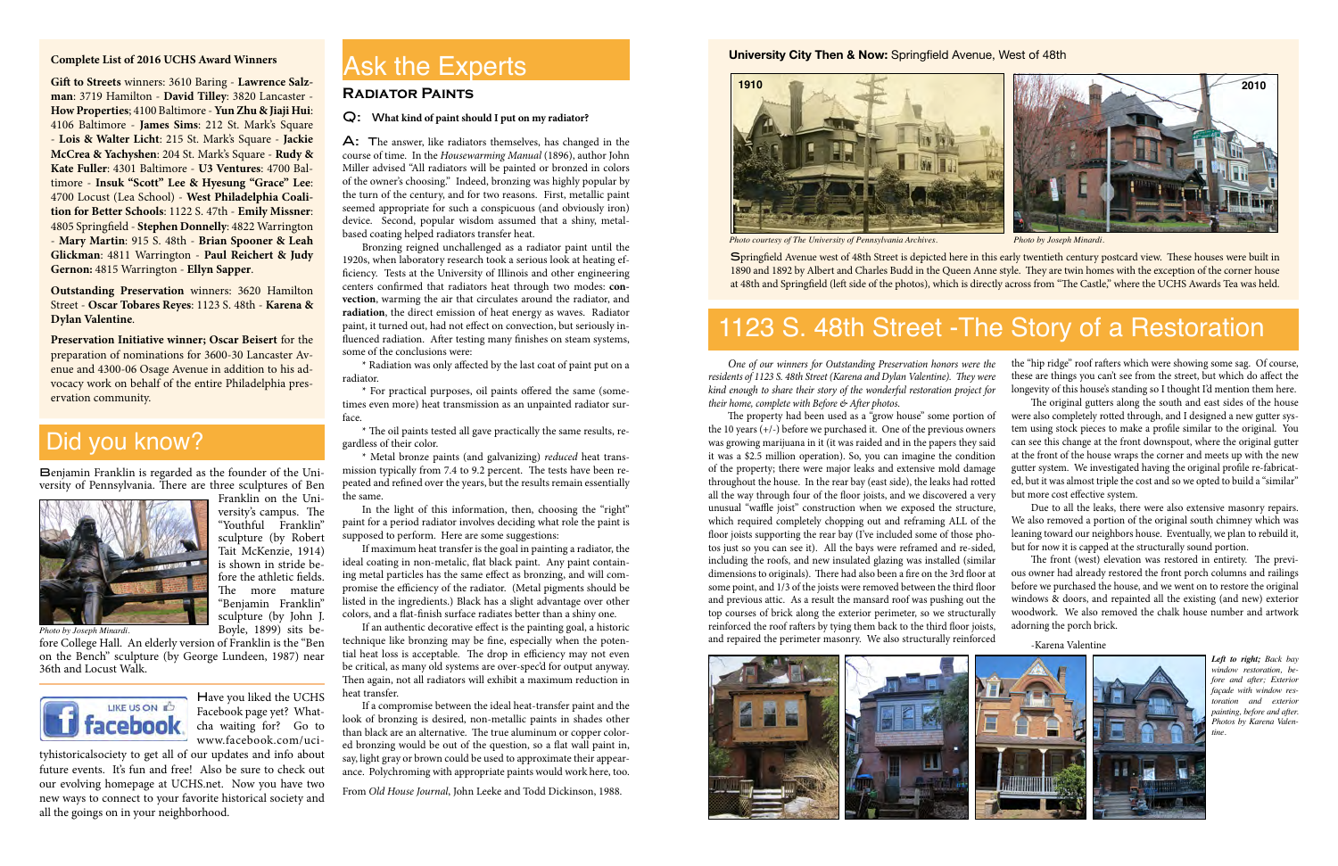### Complete List of 2016 UCHS Award Winners

**Gift to Streets** winners: 3610 Baring - **Lawrence Salzman**: 3719 Hamilton - **David Tilley**: 3820 Lancaster - **How Properties**; 4100 Baltimore - **Yun Zhu & Jiaji Hui**: 4106 Baltimore - **James Sims**: 212 St. Mark's Square - **Lois & Walter Licht**: 215 St. Mark's Square - **Jackie McCrea & Yachyshen**: 204 St. Mark's Square - **Rudy & Kate Fuller**: 4301 Baltimore - **U3 Ventures**: 4700 Baltimore - **Insuk "Scott" Lee & Hyesung "Grace" Lee**: 4700 Locust (Lea School) - **West Philadelphia Coalition for Better Schools**: 1122 S. 47th - **Emily Missner**: 4805 Springfield - **Stephen Donnelly**: 4822 Warrington - **Mary Martin**: 915 S. 48th - **Brian Spooner & Leah Glickman**: 4811 Warrington - **Paul Reichert & Judy Gernon:** 4815 Warrington - **Ellyn Sapper**.

**Outstanding Preservation** winners: 3620 Hamilton Street - **Oscar Tobares Reyes**: 1123 S. 48th - **Karena & Dylan Valentine**.

**Preservation Initiative winner; Oscar Beisert** for the preparation of nominations for 3600-30 Lancaster Avenue and 4300-06 Osage Avenue in addition to his advocacy work on behalf of the entire Philadelphia preservation community.

## Did you know?

Benjamin Franklin is regarded as the founder of the University of Pennsylvania. There are three sculptures of Ben Franklin on the University's campus. The "Youthful Franklin" sculpture (by Robert Tait McKenzie, 1914) is shown in stride before the athletic fields. The more mature "Benjamin Franklin" sculpture (by John J. Boyle, 1899) sits before College Hall. An elderly version of Franklin is the "Ben on the Bench" sculpture (by George Lundeen, 1987) near 36th and Locust Walk.

*Photo by Joseph Minardi.*

Have you liked the UCHS Facebook page yet? Whatcha waiting for? Go to www.facebook.com/ucityhistoricalsociety to get all of our updates and info about future events. It's fun and free! Also be sure to check out our evolving homepage at UCHS.net. Now you have two new ways to connect to your favorite historical society and all the goings on in your neighborhood.

## Ask the Experts

### Radiator Paints

**Q: What kind of paint should I put on my radiator?**

**A:** The answer, like radiators themselves, has changed in the course of time. In the *Housewarming Manual* (1896), author John Miller advised "All radiators will be painted or bronzed in colors of the owner's choosing." Indeed, bronzing was highly popular by the turn of the century, and for two reasons. First, metallic paint seemed appropriate for such a conspicuous (and obviously iron) device. Second, popular wisdom assumed that a shiny, metal-based coating helped radiators transfer heat.

Bronzing reigned unchallenged as a radiator paint until the 1920s, when laboratory research took a serious look at heating efficiency. Tests at the University of Illinois and other engineering centers confirmed that radiators heat through two modes: **convection**, warming the air that circulates around the radiator, and **radiation**, the direct emission of heat energy as waves. Radiator paint, it turned out, had not effect on convection, but seriously influenced radiation. After testing many finishes on steam systems, some of the conclusions were:

* Radiation was only affected by the last coat of paint put on a radiator.

* For practical purposes, oil paints offered the same (sometimes even more) heat transmission as an unpainted radiator surface.

* The oil paints tested all gave practically the same results, regardless of their color.

* Metal bronze paints (and galvanizing) *reduced* heat transmission typically from 7.4 to 9.2 percent. The tests have been repeated and refined over the years, but the results remain essentially the same.

In the light of this information, then, choosing the "right" paint for a period radiator involves deciding what role the paint is supposed to perform. Here are some suggestions:

If maximum heat transfer is the goal in painting a radiator, the ideal coating in non-metalic, flat black paint. Any paint containing metal particles has the same effect as bronzing, and will compromise the efficiency of the radiator. (Metal pigments should be listed in the ingredients.) Black has a slight advantage over other colors, and a flat-finish surface radiates better than a shiny one.

If an authentic decorative effect is the painting goal, a historic technique like bronzing may be fine, especially when the potential heat loss is acceptable. The drop in efficiency may not even be critical, as many old systems are over-spec'd for output anyway. Then again, not all radiators will exhibit a maximum reduction in heat transfer.

If a compromise between the ideal heat-transfer paint and the look of bronzing is desired, non-metallic paints in shades other than black are an alternative. The true aluminum or copper colored bronzing would be out of the question, so a flat wall paint in, say, light gray or brown could be used to approximate their appearance. Polychroming with appropriate paints would work here, too.

From *Old House Journal*, John Leeke and Todd Dickinson, 1988.

**University City Then & Now:** Springfield Avenue, West of 48th

1910 — *Photo courtesy of The University of Pennsylvania Archives.*

2010 — *Photo by Joseph Minardi.*

Springfield Avenue west of 48th Street is depicted here in this early twentieth century postcard view. These houses were built in 1890 and 1892 by Albert and Charles Budd in the Queen Anne style. They are twin homes with the exception of the corner house at 48th and Springfield (left side of the photos), which is directly across from "The Castle," where the UCHS Awards Tea was held.

## 1123 S. 48th Street -The Story of a Restoration

*One of our winners for Outstanding Preservation honors were the residents of 1123 S. 48th Street (Karena and Dylan Valentine). They were kind enough to share their story of the wonderful restoration project for their home, complete with Before & After photos.*

The property had been used as a "grow house" some portion of the 10 years (+/-) before we purchased it. One of the previous owners was growing marijuana in it (it was raided and in the papers they said it was a \$2.5 million operation). So, you can imagine the condition of the property; there were major leaks and extensive mold damage throughout the house. In the rear bay (east side), the leaks had rotted all the way through four of the floor joists, and we discovered a very unusual "waffle joist" construction when we exposed the structure, which required completely chopping out and reframing ALL of the floor joists supporting the rear bay (I've included some of those photos just so you can see it). All the bays were reframed and re-sided, including the roofs, and new insulated glazing was installed (similar dimensions to originals). There had also been a fire on the 3rd floor at some point, and 1/3 of the joists were removed between the third floor and previous attic. As a result the mansard roof was pushing out the top courses of brick along the exterior perimeter, so we structurally reinforced the roof rafters by tying them back to the third floor joists, and repaired the perimeter masonry. We also structurally reinforced the "hip ridge" roof rafters which were showing some sag. Of course, these are things you can't see from the street, but which do affect the longevity of this house's standing so I thought I'd mention them here.

The original gutters along the south and east sides of the house were also completely rotted through, and I designed a new gutter system using stock pieces to make a profile similar to the original. You can see this change at the front downspout, where the original gutter at the front of the house wraps the corner and meets up with the new gutter system. We investigated having the original profile re-fabricated, but it was almost triple the cost and so we opted to build a "similar" but more cost effective system.

Due to all the leaks, there were also extensive masonry repairs. We also removed a portion of the original south chimney which was leaning toward our neighbors house. Eventually, we plan to rebuild it, but for now it is capped at the structurally sound portion.

The front (west) elevation was restored in entirety. The previous owner had already restored the front porch columns and railings before we purchased the house, and we went on to restore the original windows & doors, and repainted all the existing (and new) exterior woodwork. We also removed the chalk house number and artwork adorning the porch brick.

-Karena Valentine

***Left to right;*** *Back bay window restoration, before and after; Exterior façade with window restoration and exterior painting, before and after. Photos by Karena Valentine.*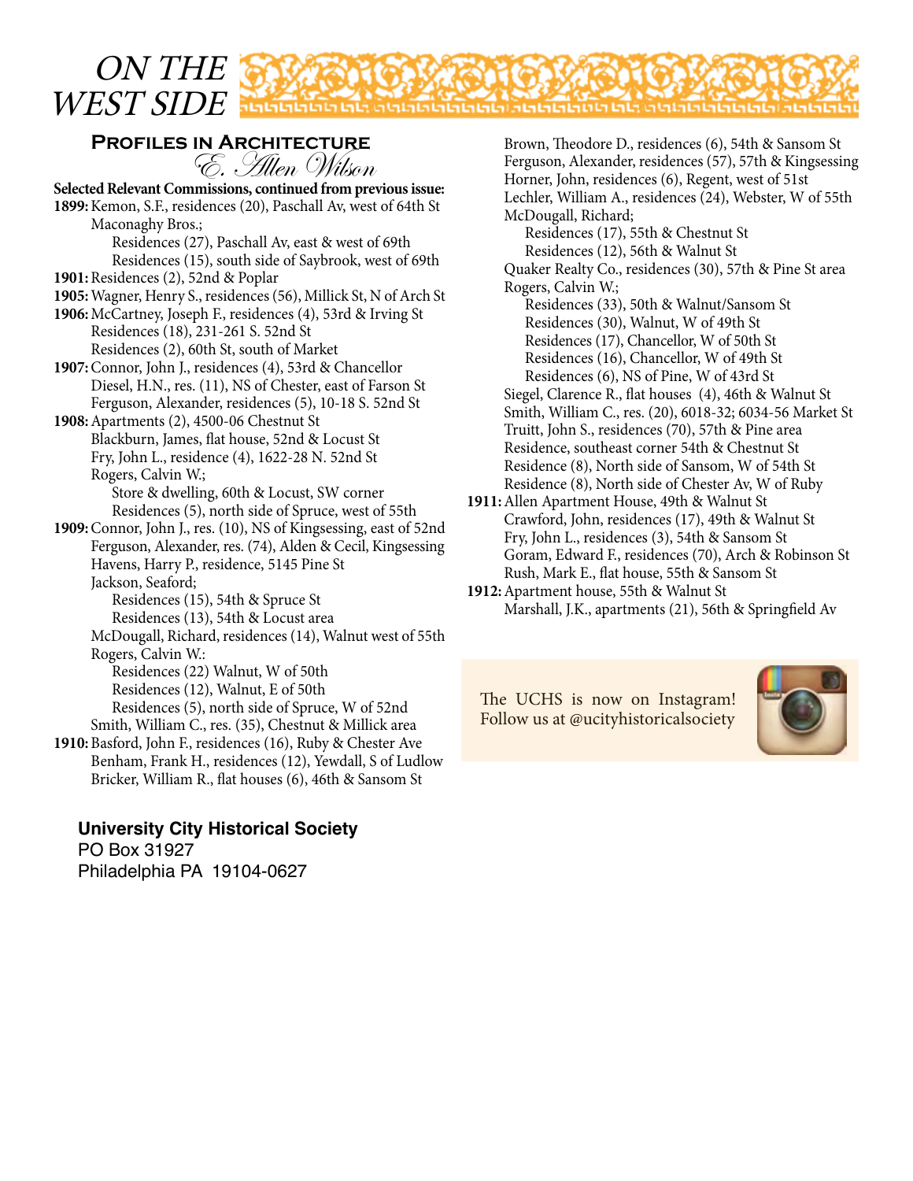# ON THE WEST SIDE

## Profiles in Architecture

### E. Allen Wilson

**Selected Relevant Commissions, continued from previous issue:**

**1899:** Kemon, S.F., residences (20), Paschall Av, west of 64th St
Maconaghy Bros.;
- Residences (27), Paschall Av, east & west of 69th
- Residences (15), south side of Saybrook, west of 69th

**1901:** Residences (2), 52nd & Poplar

**1905:** Wagner, Henry S., residences (56), Millick St, N of Arch St

**1906:** McCartney, Joseph F., residences (4), 53rd & Irving St
Residences (18), 231-261 S. 52nd St
Residences (2), 60th St, south of Market

**1907:** Connor, John J., residences (4), 53rd & Chancellor
Diesel, H.N., res. (11), NS of Chester, east of Farson St
Ferguson, Alexander, residences (5), 10-18 S. 52nd St

**1908:** Apartments (2), 4500-06 Chestnut St
Blackburn, James, flat house, 52nd & Locust St
Fry, John L., residence (4), 1622-28 N. 52nd St
Rogers, Calvin W.;
- Store & dwelling, 60th & Locust, SW corner
- Residences (5), north side of Spruce, west of 55th

**1909:** Connor, John J., res. (10), NS of Kingsessing, east of 52nd
Ferguson, Alexander, res. (74), Alden & Cecil, Kingsessing
Havens, Harry P., residence, 5145 Pine St
Jackson, Seaford;
- Residences (15), 54th & Spruce St
- Residences (13), 54th & Locust area

McDougall, Richard, residences (14), Walnut west of 55th
Rogers, Calvin W.:
- Residences (22) Walnut, W of 50th
- Residences (12), Walnut, E of 50th
- Residences (5), north side of Spruce, W of 52nd

Smith, William C., res. (35), Chestnut & Millick area

**1910:** Basford, John F., residences (16), Ruby & Chester Ave
Benham, Frank H., residences (12), Yewdall, S of Ludlow
Bricker, William R., flat houses (6), 46th & Sansom St
Brown, Theodore D., residences (6), 54th & Sansom St
Ferguson, Alexander, residences (57), 57th & Kingsessing
Horner, John, residences (6), Regent, west of 51st
Lechler, William A., residences (24), Webster, W of 55th
McDougall, Richard;
- Residences (17), 55th & Chestnut St
- Residences (12), 56th & Walnut St

Quaker Realty Co., residences (30), 57th & Pine St area
Rogers, Calvin W.;
- Residences (33), 50th & Walnut/Sansom St
- Residences (30), Walnut, W of 49th St
- Residences (17), Chancellor, W of 50th St
- Residences (16), Chancellor, W of 49th St
- Residences (6), NS of Pine, W of 43rd St

Siegel, Clarence R., flat houses (4), 46th & Walnut St
Smith, William C., res. (20), 6018-32; 6034-56 Market St
Truitt, John S., residences (70), 57th & Pine area
Residence, southeast corner 54th & Chestnut St
Residence (8), North side of Sansom, W of 54th St
Residence (8), North side of Chester Av, W of Ruby

**1911:** Allen Apartment House, 49th & Walnut St
Crawford, John, residences (17), 49th & Walnut St
Fry, John L., residences (3), 54th & Sansom St
Goram, Edward F., residences (70), Arch & Robinson St
Rush, Mark E., flat house, 55th & Sansom St

**1912:** Apartment house, 55th & Walnut St
Marshall, J.K., apartments (21), 56th & Springfield Av

The UCHS is now on Instagram! Follow us at @ucityhistoricalsociety

**University City Historical Society**
PO Box 31927
Philadelphia PA 19104-0627